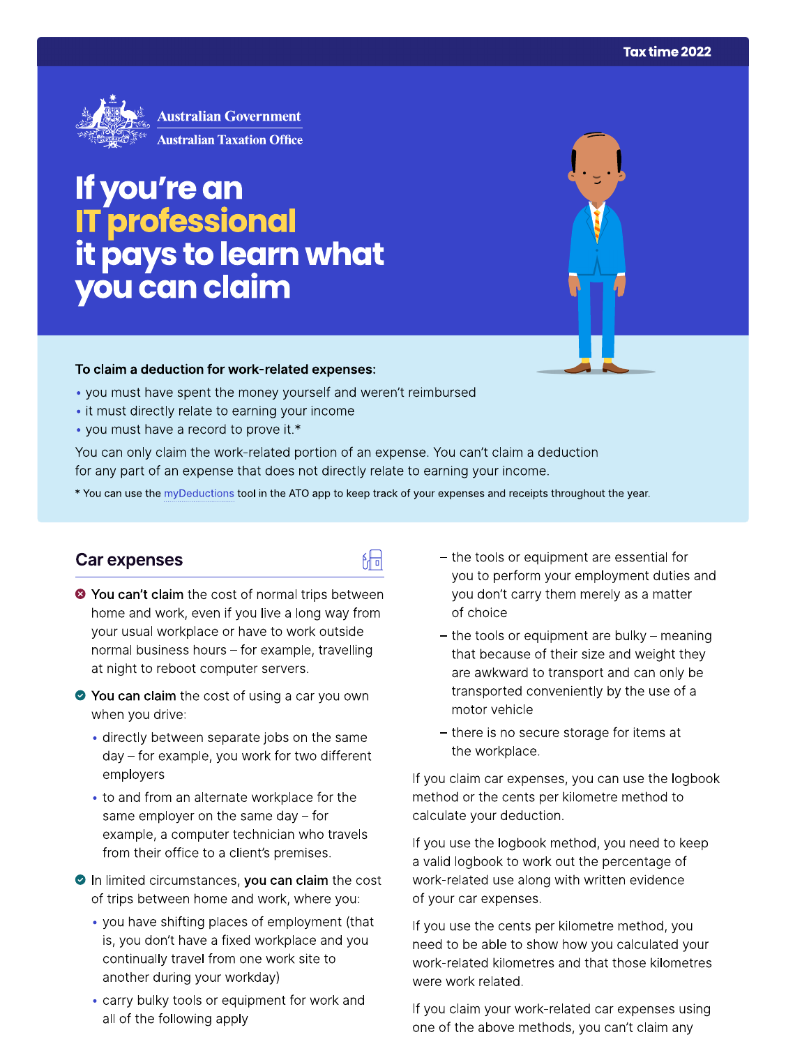Tax time 2022

Australian Government
Australian Taxation Office

# If you're an IT professional it pays to learn what you can claim

**To claim a deduction for work-related expenses:**

- you must have spent the money yourself and weren't reimbursed
- it must directly relate to earning your income
- you must have a record to prove it.*

You can only claim the work-related portion of an expense. You can't claim a deduction for any part of an expense that does not directly relate to earning your income.

* You can use the myDeductions tool in the ATO app to keep track of your expenses and receipts throughout the year.

## Car expenses

- **You can't claim** the cost of normal trips between home and work, even if you live a long way from your usual workplace or have to work outside normal business hours – for example, travelling at night to reboot computer servers.
- **You can claim** the cost of using a car you own when you drive:
  - directly between separate jobs on the same day – for example, you work for two different employers
  - to and from an alternate workplace for the same employer on the same day – for example, a computer technician who travels from their office to a client's premises.
- In limited circumstances, **you can claim** the cost of trips between home and work, where you:
  - you have shifting places of employment (that is, you don't have a fixed workplace and you continually travel from one work site to another during your workday)
  - carry bulky tools or equipment for work and all of the following apply
    - the tools or equipment are essential for you to perform your employment duties and you don't carry them merely as a matter of choice
    - the tools or equipment are bulky – meaning that because of their size and weight they are awkward to transport and can only be transported conveniently by the use of a motor vehicle
    - there is no secure storage for items at the workplace.

If you claim car expenses, you can use the logbook method or the cents per kilometre method to calculate your deduction.

If you use the logbook method, you need to keep a valid logbook to work out the percentage of work-related use along with written evidence of your car expenses.

If you use the cents per kilometre method, you need to be able to show how you calculated your work-related kilometres and that those kilometres were work related.

If you claim your work-related car expenses using one of the above methods, you can't claim any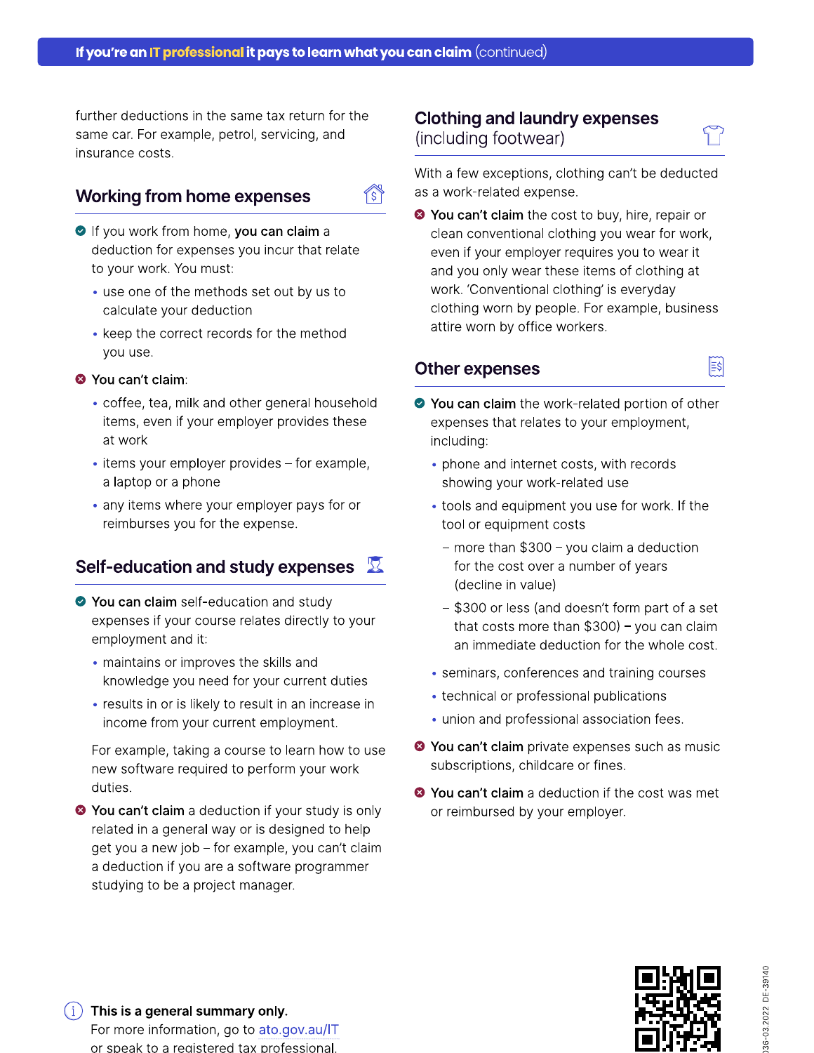further deductions in the same tax return for the same car. For example, petrol, servicing, and insurance costs.

## Working from home expenses

- **You can claim** If you work from home, **you can claim** a deduction for expenses you incur that relate to your work. You must:
  - use one of the methods set out by us to calculate your deduction
  - keep the correct records for the method you use.
- **You can't claim**:
  - coffee, tea, milk and other general household items, even if your employer provides these at work
  - items your employer provides – for example, a laptop or a phone
  - any items where your employer pays for or reimburses you for the expense.

## Self-education and study expenses

- **You can claim** self-education and study expenses if your course relates directly to your employment and it:
  - maintains or improves the skills and knowledge you need for your current duties
  - results in or is likely to result in an increase in income from your current employment.

  For example, taking a course to learn how to use new software required to perform your work duties.
- **You can't claim** a deduction if your study is only related in a general way or is designed to help get you a new job – for example, you can't claim a deduction if you are a software programmer studying to be a project manager.

## Clothing and laundry expenses (including footwear)

With a few exceptions, clothing can't be deducted as a work-related expense.

- **You can't claim** the cost to buy, hire, repair or clean conventional clothing you wear for work, even if your employer requires you to wear it and you only wear these items of clothing at work. 'Conventional clothing' is everyday clothing worn by people. For example, business attire worn by office workers.

## Other expenses

- **You can claim** the work-related portion of other expenses that relates to your employment, including:
  - phone and internet costs, with records showing your work-related use
  - tools and equipment you use for work. If the tool or equipment costs
    - more than $300 – you claim a deduction for the cost over a number of years (decline in value)
    - $300 or less (and doesn't form part of a set that costs more than $300) **–** you can claim an immediate deduction for the whole cost.
  - seminars, conferences and training courses
  - technical or professional publications
  - union and professional association fees.
- **You can't claim** private expenses such as music subscriptions, childcare or fines.
- **You can't claim** a deduction if the cost was met or reimbursed by your employer.

**This is a general summary only.**
For more information, go to ato.gov.au/IT or speak to a registered tax professional.